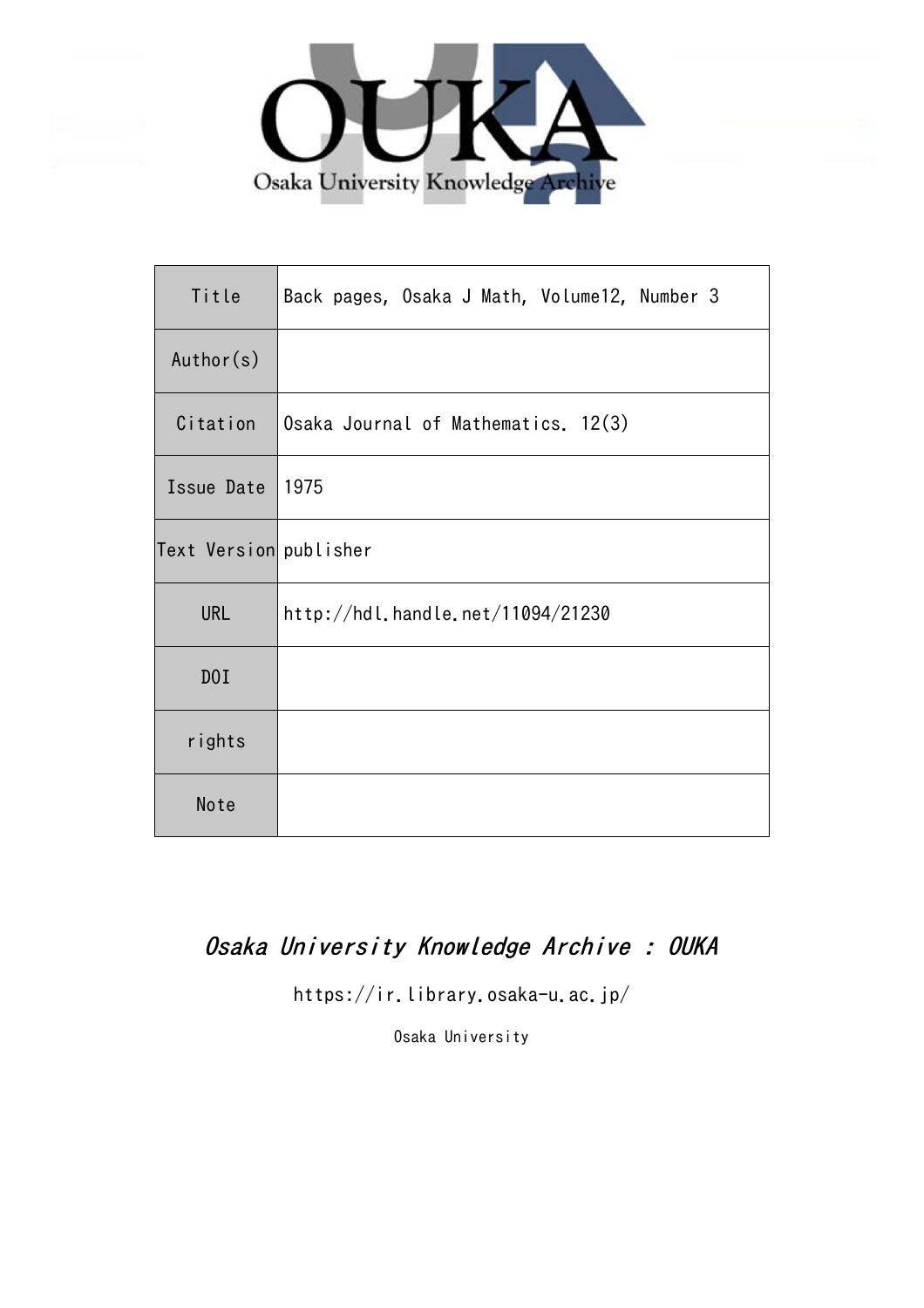Osaka University Knowledge Archive

| Title | Back pages, Osaka J Math, Volume12, Number 3 |
| --- | --- |
| Author(s) | |
| Citation | Osaka Journal of Mathematics. 12(3) |
| Issue Date | 1975 |
| Text Version | publisher |
| URL | http://hdl.handle.net/11094/21230 |
| DOI | |
| rights | |
| Note | |

*Osaka University Knowledge Archive : OUKA*

https://ir.library.osaka-u.ac.jp/

Osaka University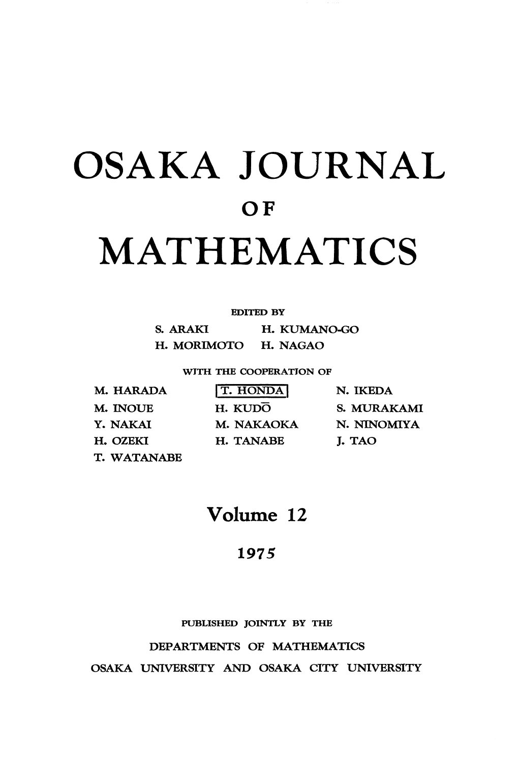# OSAKA JOURNAL

## OF

# MATHEMATICS

EDITED BY

S. ARAKI H. KUMANO-GO

H. MORIMOTO H. NAGAO

WITH THE COOPERATION OF

| | | |
|---|---|---|
| M. HARADA | T. HONDA | N. IKEDA |
| M. INOUE | H. KUDŌ | S. MURAKAMI |
| Y. NAKAI | M. NAKAOKA | N. NINOMIYA |
| H. OZEKI | H. TANABE | J. TAO |
| T. WATANABE | | |

## Volume 12

1975

PUBLISHED JOINTLY BY THE

DEPARTMENTS OF MATHEMATICS

OSAKA UNIVERSITY AND OSAKA CITY UNIVERSITY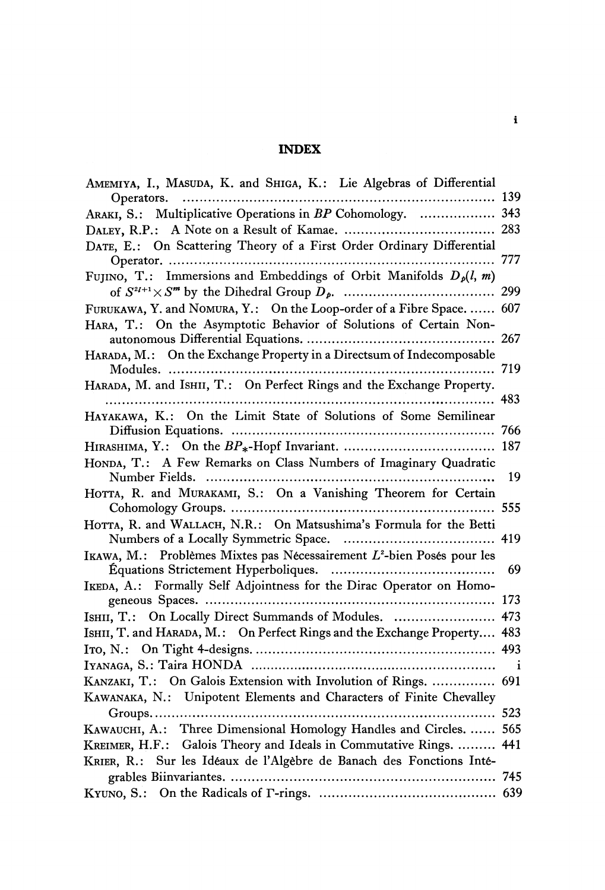# INDEX

AMEMIYA, I., MASUDA, K. and SHIGA, K.: Lie Algebras of Differential Operators. .......... 139

ARAKI, S.: Multiplicative Operations in $BP$ Cohomology. .......... 343

DALEY, R.P.: A Note on a Result of Kamae. .......... 283

DATE, E.: On Scattering Theory of a First Order Ordinary Differential Operator. .......... 777

FUJINO, T.: Immersions and Embeddings of Orbit Manifolds $D_p(l, m)$ of $S^{2l+1}\times S^m$ by the Dihedral Group $D_p$. .......... 299

FURUKAWA, Y. and NOMURA, Y.: On the Loop-order of a Fibre Space. .......... 607

HARA, T.: On the Asymptotic Behavior of Solutions of Certain Non-autonomous Differential Equations. .......... 267

HARADA, M.: On the Exchange Property in a Directsum of Indecomposable Modules. .......... 719

HARADA, M. and ISHII, T.: On Perfect Rings and the Exchange Property. .......... 483

HAYAKAWA, K.: On the Limit State of Solutions of Some Semilinear Diffusion Equations. .......... 766

HIRASHIMA, Y.: On the $BP_*$-Hopf Invariant. .......... 187

HONDA, T.: A Few Remarks on Class Numbers of Imaginary Quadratic Number Fields. .......... 19

HOTTA, R. and MURAKAMI, S.: On a Vanishing Theorem for Certain Cohomology Groups. .......... 555

HOTTA, R. and WALLACH, N.R.: On Matsushima's Formula for the Betti Numbers of a Locally Symmetric Space. .......... 419

IKAWA, M.: Problèmes Mixtes pas Nécessairement $L^2$-bien Posés pour les Équations Strictement Hyperboliques. .......... 69

IKEDA, A.: Formally Self Adjointness for the Dirac Operator on Homogeneous Spaces. .......... 173

ISHII, T.: On Locally Direct Summands of Modules. .......... 473

ISHII, T. and HARADA, M.: On Perfect Rings and the Exchange Property.... 483

ITO, N.: On Tight 4-designs. .......... 493

IYANAGA, S.: Taira HONDA .......... i

KANZAKI, T.: On Galois Extension with Involution of Rings. .......... 691

KAWANAKA, N.: Unipotent Elements and Characters of Finite Chevalley Groups. .......... 523

KAWAUCHI, A.: Three Dimensional Homology Handles and Circles. .......... 565

KREIMER, H.F.: Galois Theory and Ideals in Commutative Rings. .......... 441

KRIER, R.: Sur les Idéaux de l'Algèbre de Banach des Fonctions Intégrables Biinvariantes. .......... 745

KYUNO, S.: On the Radicals of $\Gamma$-rings. .......... 639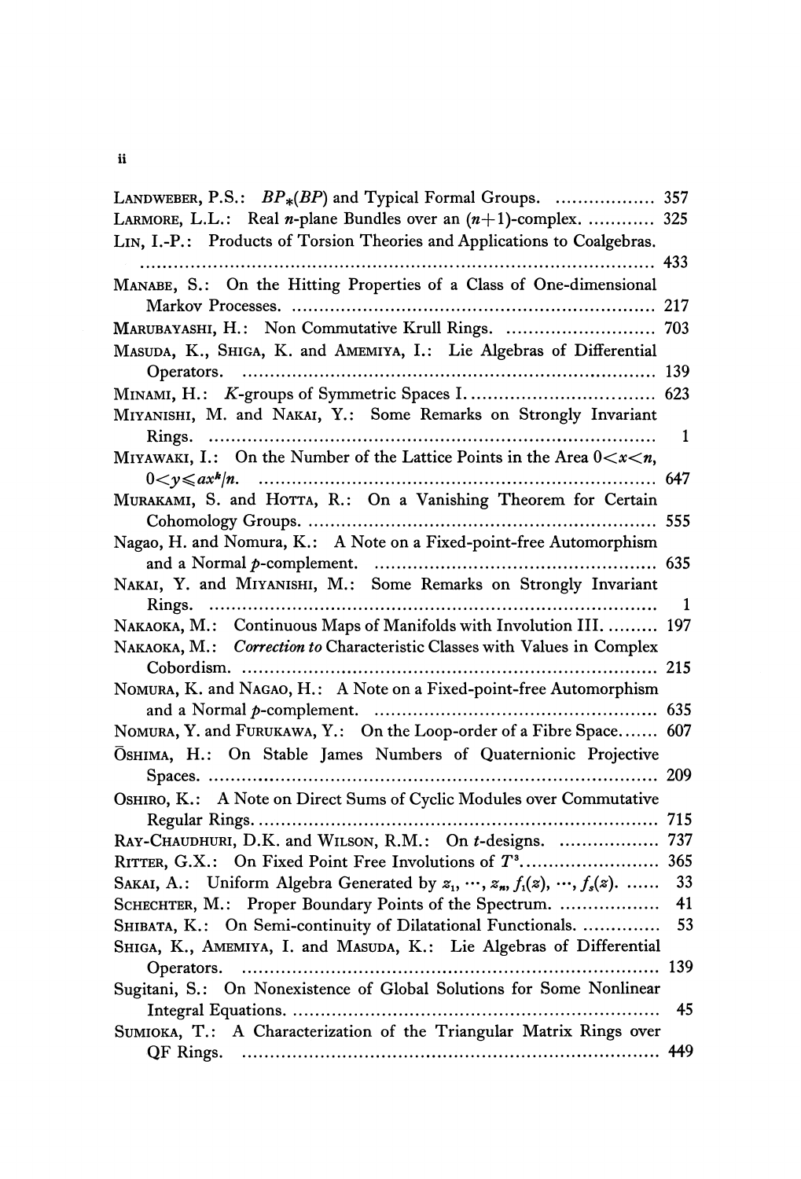LANDWEBER, P.S.: $BP_*(BP)$ and Typical Formal Groups. .................. 357

LARMORE, L.L.: Real $n$-plane Bundles over an $(n+1)$-complex. ............ 325

LIN, I.-P.: Products of Torsion Theories and Applications to Coalgebras. ............................................................................................ 433

MANABE, S.: On the Hitting Properties of a Class of One-dimensional Markov Processes. ................................................................ 217

MARUBAYASHI, H.: Non Commutative Krull Rings. ........................... 703

MASUDA, K., SHIGA, K. and AMEMIYA, I.: Lie Algebras of Differential Operators. ........................................................................ 139

MINAMI, H.: $K$-groups of Symmetric Spaces I. ................................ 623

MIYANISHI, M. and NAKAI, Y.: Some Remarks on Strongly Invariant Rings. .............................................................................. 1

MIYAWAKI, I.: On the Number of the Lattice Points in the Area $0<x<n$, $0<y\leqslant ax^k/n$. ..................................................................... 647

MURAKAMI, S. and HOTTA, R.: On a Vanishing Theorem for Certain Cohomology Groups. ............................................................. 555

Nagao, H. and Nomura, K.: A Note on a Fixed-point-free Automorphism and a Normal $p$-complement. ................................................. 635

NAKAI, Y. and MIYANISHI, M.: Some Remarks on Strongly Invariant Rings. .............................................................................. 1

NAKAOKA, M.: Continuous Maps of Manifolds with Involution III. ......... 197

NAKAOKA, M.: *Correction to* Characteristic Classes with Values in Complex Cobordism. ......................................................................... 215

NOMURA, K. and NAGAO, H.: A Note on a Fixed-point-free Automorphism and a Normal $p$-complement. ................................................. 635

NOMURA, Y. and FURUKAWA, Y.: On the Loop-order of a Fibre Space....... 607

ŌSHIMA, H.: On Stable James Numbers of Quaternionic Projective Spaces. ............................................................................ 209

OSHIRO, K.: A Note on Direct Sums of Cyclic Modules over Commutative Regular Rings. ....................................................................... 715

RAY-CHAUDHURI, D.K. and WILSON, R.M.: On $t$-designs. .................. 737

RITTER, G.X.: On Fixed Point Free Involutions of $T^3$. ........................ 365

SAKAI, A.: Uniform Algebra Generated by $z_1, \cdots, z_n, f_1(z), \cdots, f_s(z)$. ...... 33

SCHECHTER, M.: Proper Boundary Points of the Spectrum. .................. 41

SHIBATA, K.: On Semi-continuity of Dilatational Functionals. .............. 53

SHIGA, K., AMEMIYA, I. and MASUDA, K.: Lie Algebras of Differential Operators. ........................................................................ 139

Sugitani, S.: On Nonexistence of Global Solutions for Some Nonlinear Integral Equations. ................................................................. 45

SUMIOKA, T.: A Characterization of the Triangular Matrix Rings over QF Rings. ........................................................................... 449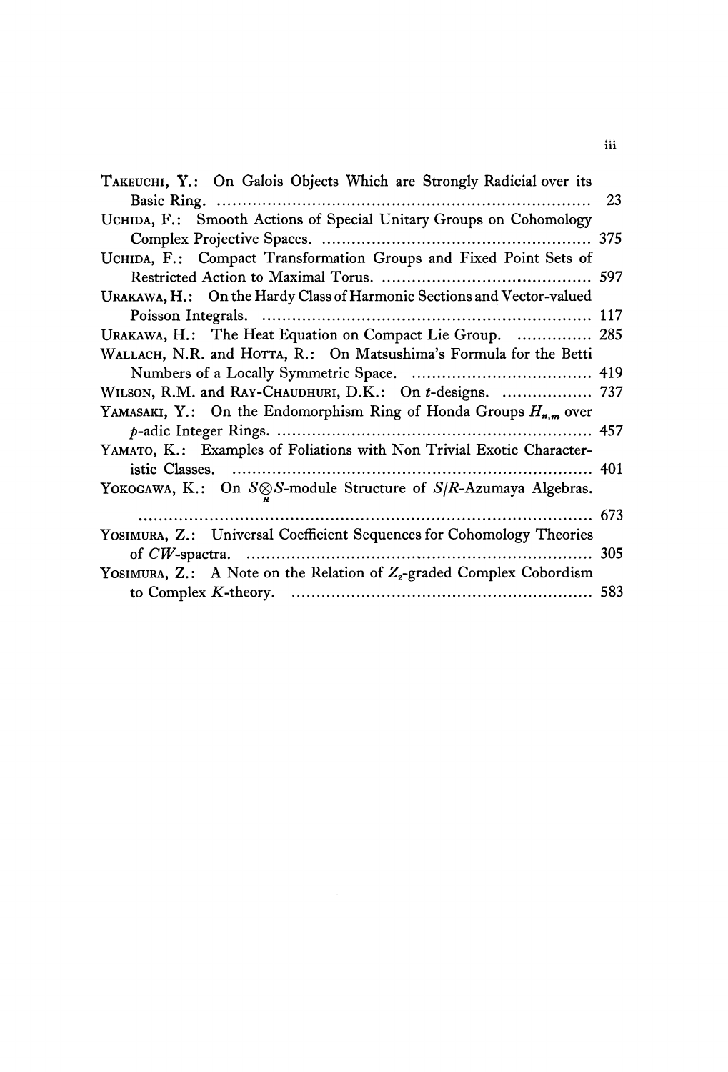TAKEUCHI, Y.: On Galois Objects Which are Strongly Radicial over its Basic Ring. .......... 23

UCHIDA, F.: Smooth Actions of Special Unitary Groups on Cohomology Complex Projective Spaces. .......... 375

UCHIDA, F.: Compact Transformation Groups and Fixed Point Sets of Restricted Action to Maximal Torus. .......... 597

URAKAWA, H.: On the Hardy Class of Harmonic Sections and Vector-valued Poisson Integrals. .......... 117

URAKAWA, H.: The Heat Equation on Compact Lie Group. .......... 285

WALLACH, N.R. and HOTTA, R.: On Matsushima's Formula for the Betti Numbers of a Locally Symmetric Space. .......... 419

WILSON, R.M. and RAY-CHAUDHURI, D.K.: On $t$-designs. .......... 737

YAMASAKI, Y.: On the Endomorphism Ring of Honda Groups $H_{n,m}$ over $p$-adic Integer Rings. .......... 457

YAMATO, K.: Examples of Foliations with Non Trivial Exotic Characteristic Classes. .......... 401

YOKOGAWA, K.: On $S\underset{R}{\otimes}S$-module Structure of $S/R$-Azumaya Algebras. .......... 673

YOSIMURA, Z.: Universal Coefficient Sequences for Cohomology Theories of $CW$-spactra. .......... 305

YOSIMURA, Z.: A Note on the Relation of $Z_2$-graded Complex Cobordism to Complex $K$-theory. .......... 583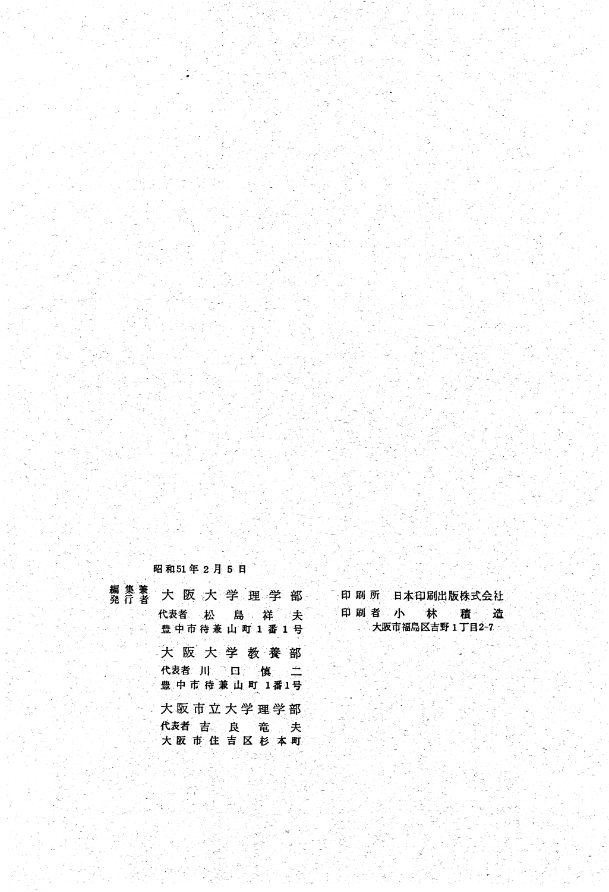昭和51年2月5日

編集兼発行者　大阪大学理学部
代表者　松島祥夫
豊中市待兼山町1番1号

大阪大学教養部
代表者　川口慎二
豊中市待兼山町1番1号

大阪市立大学理学部
代表者　吉良竜夫
大阪市住吉区杉本町

印刷所　日本印刷出版株式会社
印刷者　小林積造
大阪市福島区吉野1丁目2-7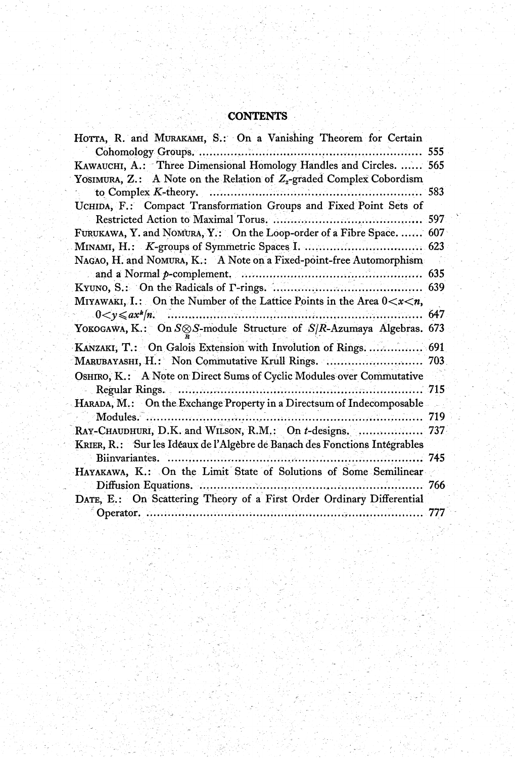## CONTENTS

HOTTA, R. and MURAKAMI, S.: On a Vanishing Theorem for Certain Cohomology Groups. .......... 555

KAWAUCHI, A.: Three Dimensional Homology Handles and Circles. .......... 565

YOSIMURA, Z.: A Note on the Relation of $Z_2$-graded Complex Cobordism to Complex $K$-theory. .......... 583

UCHIDA, F.: Compact Transformation Groups and Fixed Point Sets of Restricted Action to Maximal Torus. .......... 597

FURUKAWA, Y. and NOMURA, Y.: On the Loop-order of a Fibre Space. .......... 607

MINAMI, H.: $K$-groups of Symmetric Spaces I. .......... 623

NAGAO, H. and NOMURA, K.: A Note on a Fixed-point-free Automorphism and a Normal $p$-complement. .......... 635

KYUNO, S.: On the Radicals of $\Gamma$-rings. .......... 639

MIYAWAKI, I.: On the Number of the Lattice Points in the Area $0<x<n$, $0<y\leqslant ax^k/n$. .......... 647

YOKOGAWA, K.: On $S\underset{R}{\otimes}S$-module Structure of $S/R$-Azumaya Algebras. 673

KANZAKI, T.: On Galois Extension with Involution of Rings. .......... 691

MARUBAYASHI, H.: Non Commutative Krull Rings. .......... 703

OSHIRO, K.: A Note on Direct Sums of Cyclic Modules over Commutative Regular Rings. .......... 715

HARADA, M.: On the Exchange Property in a Directsum of Indecomposable Modules. .......... 719

RAY-CHAUDHURI, D.K. and WILSON, R.M.: On $t$-designs. .......... 737

KRIER, R.: Sur les Idéaux de l'Algèbre de Banach des Fonctions Intégrables Biinvariantes. .......... 745

HAYAKAWA, K.: On the Limit State of Solutions of Some Semilinear Diffusion Equations. .......... 766

DATE, E.: On Scattering Theory of a First Order Ordinary Differential Operator. .......... 777